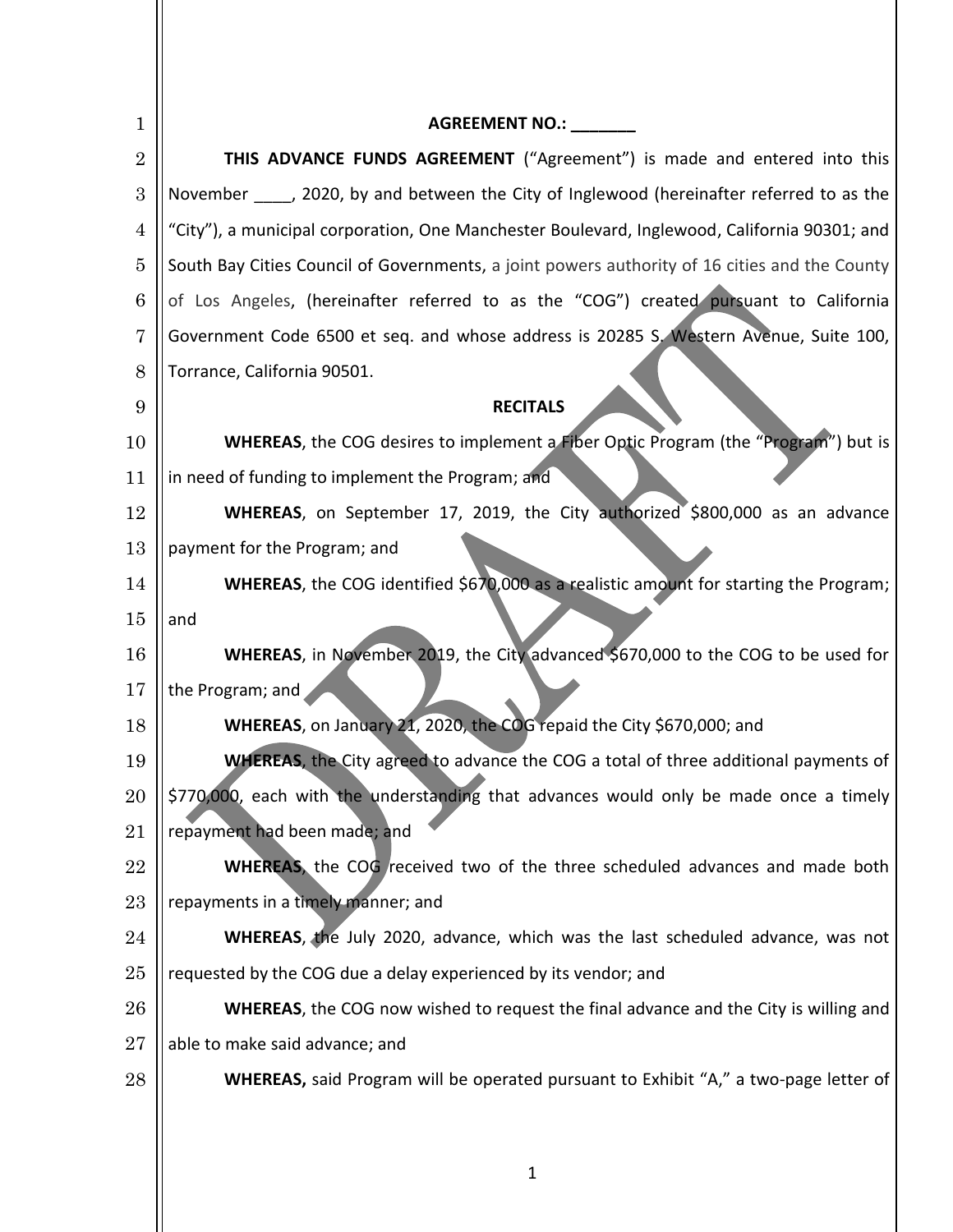**AGREEMENT NO.: _______**

**THIS ADVANCE FUNDS AGREEMENT** ("Agreement") is made and entered into this November ____, 2020, by and between the City of Inglewood (hereinafter referred to as the "City"), a municipal corporation, One Manchester Boulevard, Inglewood, California 90301; and South Bay Cities Council of Governments, a joint powers authority of 16 cities and the County of Los Angeles, (hereinafter referred to as the "COG") created pursuant to California Government Code 6500 et seq. and whose address is 20285 S. Western Avenue, Suite 100, Torrance, California 90501.

**RECITALS**

**WHEREAS**, the COG desires to implement a Fiber Optic Program (the "Program") but is in need of funding to implement the Program; and

**WHEREAS**, on September 17, 2019, the City authorized $800,000 as an advance payment for the Program; and

**WHEREAS**, the COG identified $670,000 as a realistic amount for starting the Program; and

**WHEREAS**, in November 2019, the City advanced $670,000 to the COG to be used for the Program; and

**WHEREAS**, on January 21, 2020, the COG repaid the City $670,000; and

**WHEREAS**, the City agreed to advance the COG a total of three additional payments of $770,000, each with the understanding that advances would only be made once a timely repayment had been made; and

**WHEREAS**, the COG received two of the three scheduled advances and made both repayments in a timely manner; and

**WHEREAS**, the July 2020, advance, which was the last scheduled advance, was not requested by the COG due a delay experienced by its vendor; and

**WHEREAS**, the COG now wished to request the final advance and the City is willing and able to make said advance; and

**WHEREAS,** said Program will be operated pursuant to Exhibit "A," a two-page letter of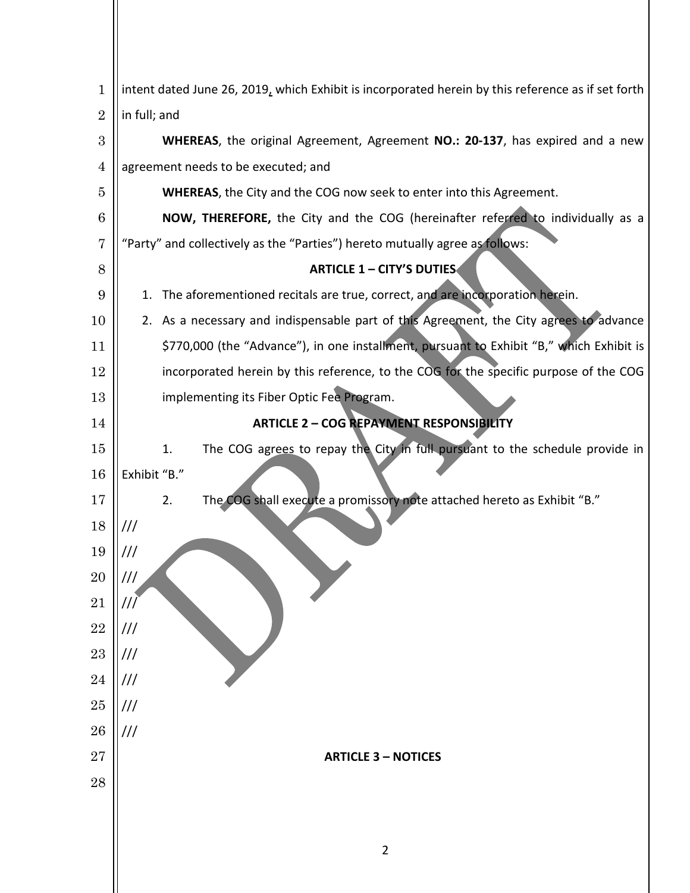intent dated June 26, 2019, which Exhibit is incorporated herein by this reference as if set forth in full; and

**WHEREAS**, the original Agreement, Agreement **NO.: 20-137**, has expired and a new agreement needs to be executed; and

**WHEREAS**, the City and the COG now seek to enter into this Agreement.

**NOW, THEREFORE,** the City and the COG (hereinafter referred to individually as a "Party" and collectively as the "Parties") hereto mutually agree as follows:

**ARTICLE 1 – CITY'S DUTIES**

1. The aforementioned recitals are true, correct, and are incorporation herein.
2. As a necessary and indispensable part of this Agreement, the City agrees to advance $770,000 (the "Advance"), in one installment, pursuant to Exhibit "B," which Exhibit is incorporated herein by this reference, to the COG for the specific purpose of the COG implementing its Fiber Optic Fee Program.

**ARTICLE 2 – COG REPAYMENT RESPONSIBILITY**

1. The COG agrees to repay the City in full pursuant to the schedule provide in Exhibit "B."

2. The COG shall execute a promissory note attached hereto as Exhibit "B."

///

///

///

///

///

///

///

///

///

**ARTICLE 3 – NOTICES**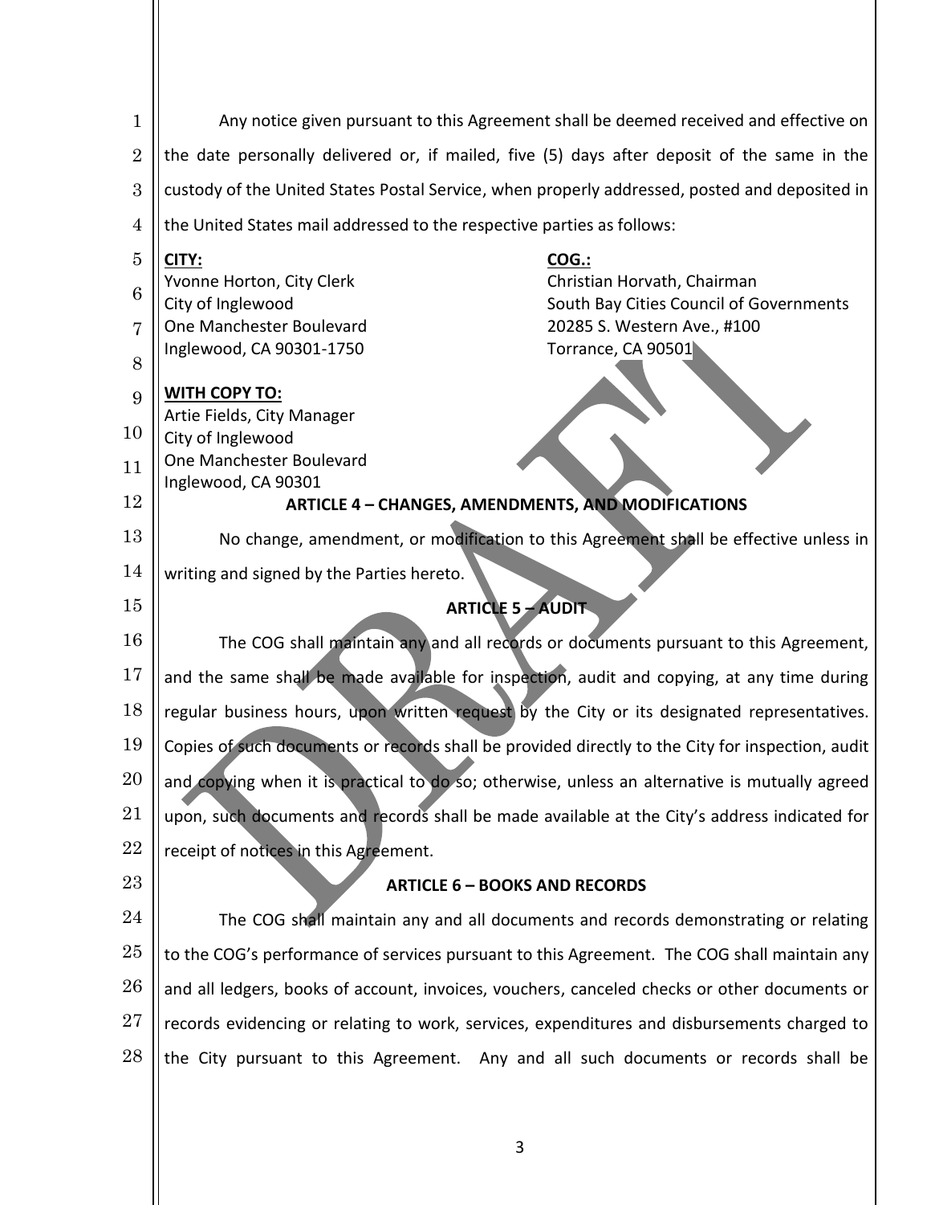Any notice given pursuant to this Agreement shall be deemed received and effective on the date personally delivered or, if mailed, five (5) days after deposit of the same in the custody of the United States Postal Service, when properly addressed, posted and deposited in the United States mail addressed to the respective parties as follows:

**CITY:**
Yvonne Horton, City Clerk
City of Inglewood
One Manchester Boulevard
Inglewood, CA 90301-1750

**COG.:**
Christian Horvath, Chairman
South Bay Cities Council of Governments
20285 S. Western Ave., #100
Torrance, CA 90501

**WITH COPY TO:**
Artie Fields, City Manager
City of Inglewood
One Manchester Boulevard
Inglewood, CA 90301

**ARTICLE 4 – CHANGES, AMENDMENTS, AND MODIFICATIONS**

No change, amendment, or modification to this Agreement shall be effective unless in writing and signed by the Parties hereto.

**ARTICLE 5 – AUDIT**

The COG shall maintain any and all records or documents pursuant to this Agreement, and the same shall be made available for inspection, audit and copying, at any time during regular business hours, upon written request by the City or its designated representatives. Copies of such documents or records shall be provided directly to the City for inspection, audit and copying when it is practical to do so; otherwise, unless an alternative is mutually agreed upon, such documents and records shall be made available at the City's address indicated for receipt of notices in this Agreement.

**ARTICLE 6 – BOOKS AND RECORDS**

The COG shall maintain any and all documents and records demonstrating or relating to the COG's performance of services pursuant to this Agreement. The COG shall maintain any and all ledgers, books of account, invoices, vouchers, canceled checks or other documents or records evidencing or relating to work, services, expenditures and disbursements charged to the City pursuant to this Agreement. Any and all such documents or records shall be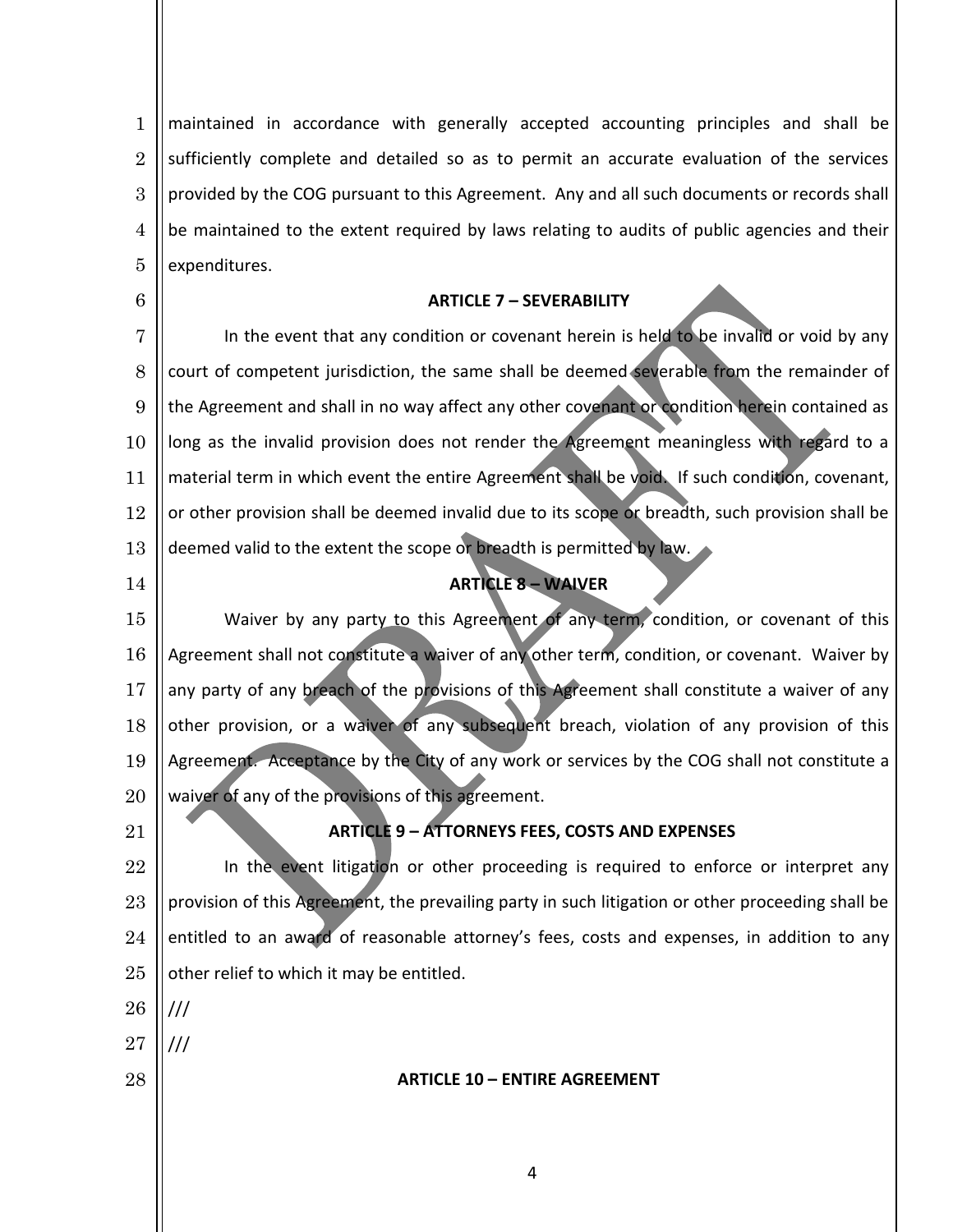maintained in accordance with generally accepted accounting principles and shall be sufficiently complete and detailed so as to permit an accurate evaluation of the services provided by the COG pursuant to this Agreement. Any and all such documents or records shall be maintained to the extent required by laws relating to audits of public agencies and their expenditures.

**ARTICLE 7 – SEVERABILITY**

In the event that any condition or covenant herein is held to be invalid or void by any court of competent jurisdiction, the same shall be deemed severable from the remainder of the Agreement and shall in no way affect any other covenant or condition herein contained as long as the invalid provision does not render the Agreement meaningless with regard to a material term in which event the entire Agreement shall be void. If such condition, covenant, or other provision shall be deemed invalid due to its scope or breadth, such provision shall be deemed valid to the extent the scope or breadth is permitted by law.

**ARTICLE 8 – WAIVER**

Waiver by any party to this Agreement of any term, condition, or covenant of this Agreement shall not constitute a waiver of any other term, condition, or covenant. Waiver by any party of any breach of the provisions of this Agreement shall constitute a waiver of any other provision, or a waiver of any subsequent breach, violation of any provision of this Agreement. Acceptance by the City of any work or services by the COG shall not constitute a waiver of any of the provisions of this agreement.

**ARTICLE 9 – ATTORNEYS FEES, COSTS AND EXPENSES**

In the event litigation or other proceeding is required to enforce or interpret any provision of this Agreement, the prevailing party in such litigation or other proceeding shall be entitled to an award of reasonable attorney's fees, costs and expenses, in addition to any other relief to which it may be entitled.

///

///

**ARTICLE 10 – ENTIRE AGREEMENT**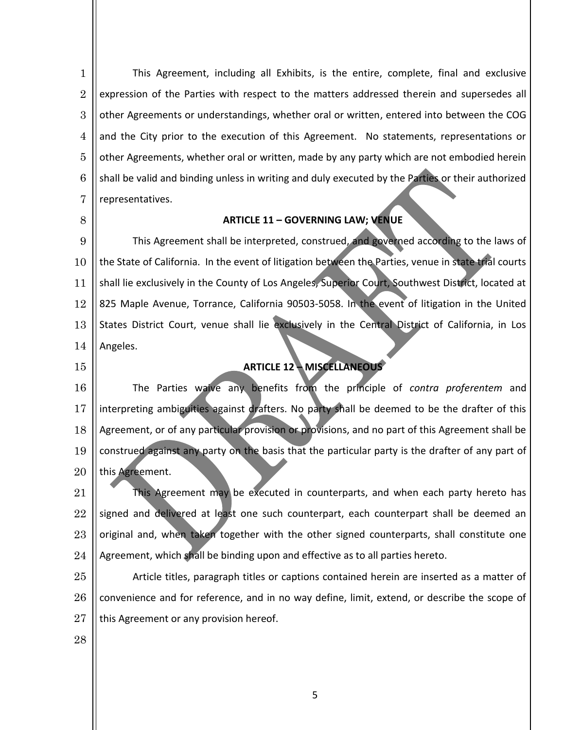This Agreement, including all Exhibits, is the entire, complete, final and exclusive expression of the Parties with respect to the matters addressed therein and supersedes all other Agreements or understandings, whether oral or written, entered into between the COG and the City prior to the execution of this Agreement. No statements, representations or other Agreements, whether oral or written, made by any party which are not embodied herein shall be valid and binding unless in writing and duly executed by the Parties or their authorized representatives.

## ARTICLE 11 – GOVERNING LAW; VENUE

This Agreement shall be interpreted, construed, and governed according to the laws of the State of California. In the event of litigation between the Parties, venue in state trial courts shall lie exclusively in the County of Los Angeles, Superior Court, Southwest District, located at 825 Maple Avenue, Torrance, California 90503-5058. In the event of litigation in the United States District Court, venue shall lie exclusively in the Central District of California, in Los Angeles.

## ARTICLE 12 – MISCELLANEOUS

The Parties waive any benefits from the principle of *contra proferentem* and interpreting ambiguities against drafters. No party shall be deemed to be the drafter of this Agreement, or of any particular provision or provisions, and no part of this Agreement shall be construed against any party on the basis that the particular party is the drafter of any part of this Agreement.

This Agreement may be executed in counterparts, and when each party hereto has signed and delivered at least one such counterpart, each counterpart shall be deemed an original and, when taken together with the other signed counterparts, shall constitute one Agreement, which shall be binding upon and effective as to all parties hereto.

Article titles, paragraph titles or captions contained herein are inserted as a matter of convenience and for reference, and in no way define, limit, extend, or describe the scope of this Agreement or any provision hereof.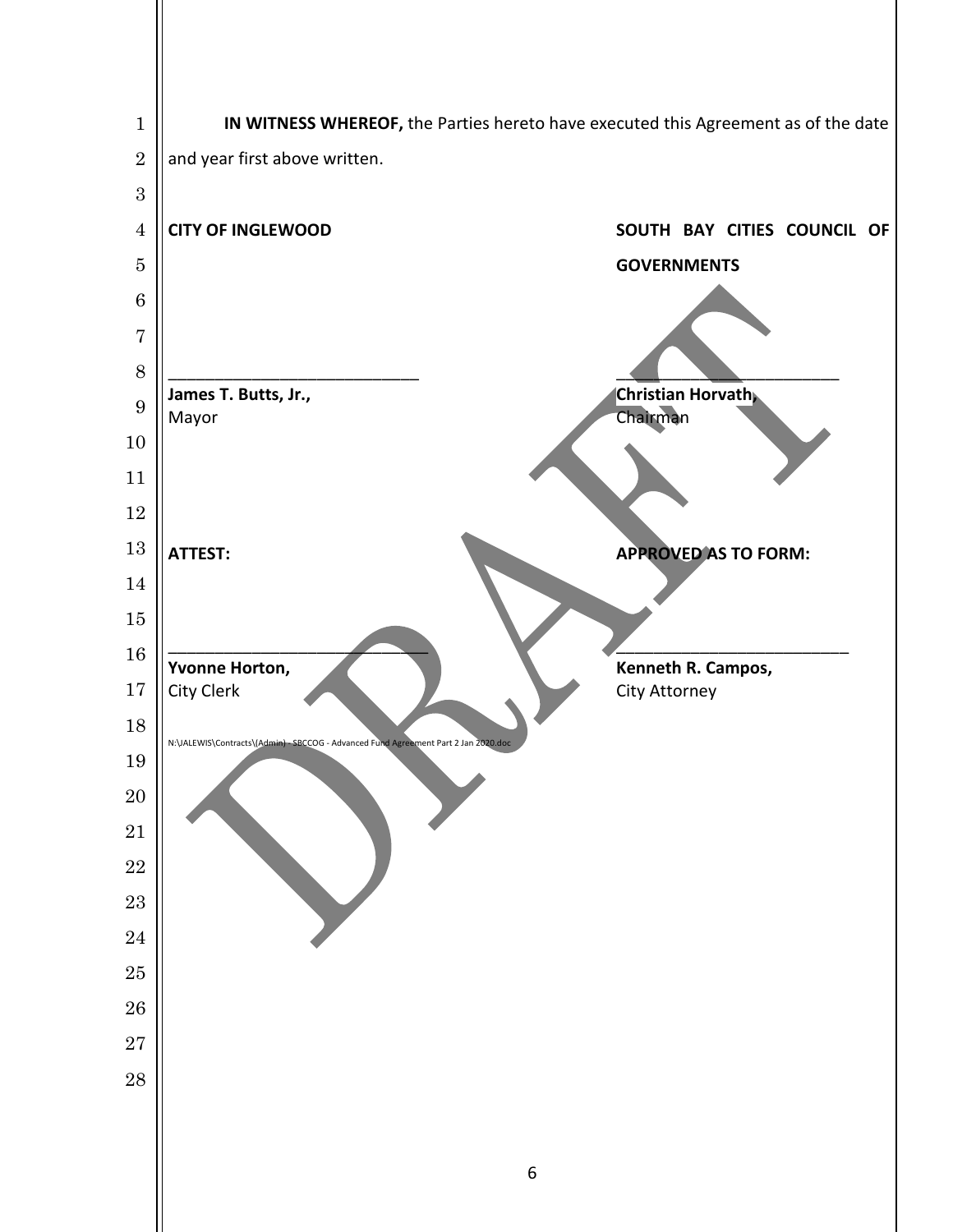**IN WITNESS WHEREOF,** the Parties hereto have executed this Agreement as of the date and year first above written.

| **CITY OF INGLEWOOD** | **SOUTH BAY CITIES COUNCIL OF GOVERNMENTS** |
| --- | --- |
| ____________________________ | ____________________________ |
| **James T. Butts, Jr.,** Mayor | **Christian Horvath,** Chairman |

| **ATTEST:** | **APPROVED AS TO FORM:** |
| --- | --- |
| ____________________________ | ____________________________ |
| **Yvonne Horton,** City Clerk | **Kenneth R. Campos,** City Attorney |

N:\JALEWIS\Contracts\(Admin) - SBCCOG - Advanced Fund Agreement Part 2 Jan 2020.doc

DRAFT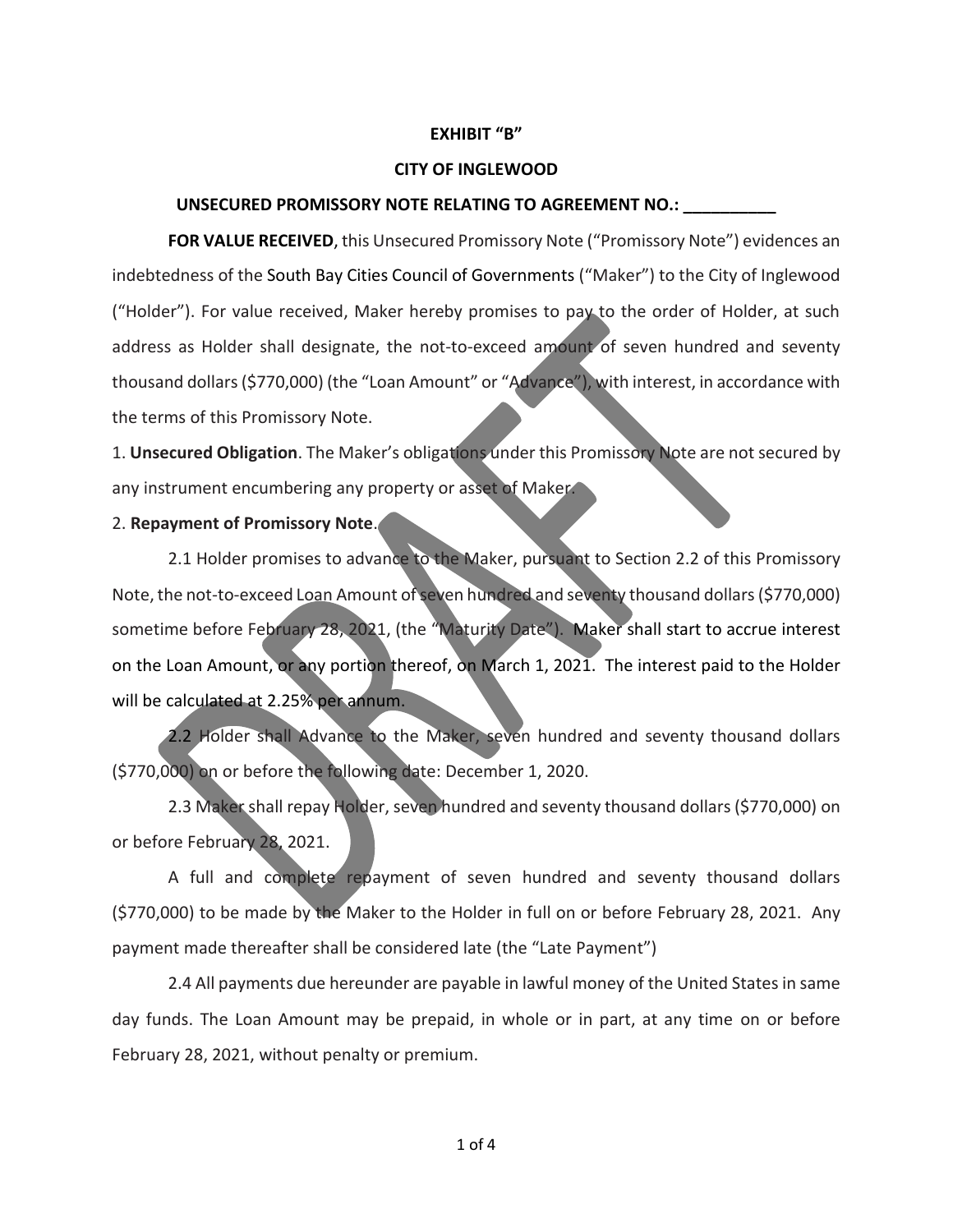**EXHIBIT "B"**

**CITY OF INGLEWOOD**

**UNSECURED PROMISSORY NOTE RELATING TO AGREEMENT NO.: __________**

**FOR VALUE RECEIVED**, this Unsecured Promissory Note ("Promissory Note") evidences an indebtedness of the South Bay Cities Council of Governments ("Maker") to the City of Inglewood ("Holder"). For value received, Maker hereby promises to pay to the order of Holder, at such address as Holder shall designate, the not-to-exceed amount of seven hundred and seventy thousand dollars ($770,000) (the "Loan Amount" or "Advance"), with interest, in accordance with the terms of this Promissory Note.

1. **Unsecured Obligation**. The Maker's obligations under this Promissory Note are not secured by any instrument encumbering any property or asset of Maker.

2. **Repayment of Promissory Note**.

2.1 Holder promises to advance to the Maker, pursuant to Section 2.2 of this Promissory Note, the not-to-exceed Loan Amount of seven hundred and seventy thousand dollars ($770,000) sometime before February 28, 2021, (the "Maturity Date"). Maker shall start to accrue interest on the Loan Amount, or any portion thereof, on March 1, 2021. The interest paid to the Holder will be calculated at 2.25% per annum.

2.2 Holder shall Advance to the Maker, seven hundred and seventy thousand dollars ($770,000) on or before the following date: December 1, 2020.

2.3 Maker shall repay Holder, seven hundred and seventy thousand dollars ($770,000) on or before February 28, 2021.

A full and complete repayment of seven hundred and seventy thousand dollars ($770,000) to be made by the Maker to the Holder in full on or before February 28, 2021. Any payment made thereafter shall be considered late (the "Late Payment")

2.4 All payments due hereunder are payable in lawful money of the United States in same day funds. The Loan Amount may be prepaid, in whole or in part, at any time on or before February 28, 2021, without penalty or premium.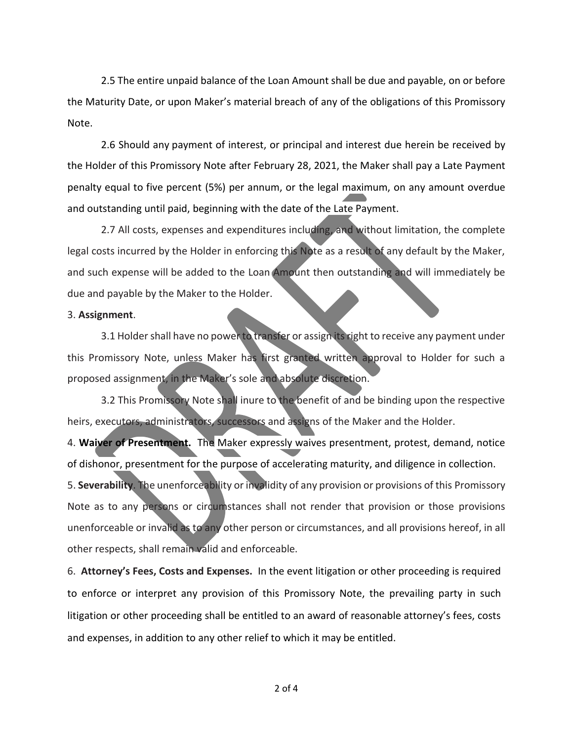2.5 The entire unpaid balance of the Loan Amount shall be due and payable, on or before the Maturity Date, or upon Maker's material breach of any of the obligations of this Promissory Note.

2.6 Should any payment of interest, or principal and interest due herein be received by the Holder of this Promissory Note after February 28, 2021, the Maker shall pay a Late Payment penalty equal to five percent (5%) per annum, or the legal maximum, on any amount overdue and outstanding until paid, beginning with the date of the Late Payment.

2.7 All costs, expenses and expenditures including, and without limitation, the complete legal costs incurred by the Holder in enforcing this Note as a result of any default by the Maker, and such expense will be added to the Loan Amount then outstanding and will immediately be due and payable by the Maker to the Holder.

3. **Assignment**.

3.1 Holder shall have no power to transfer or assign its right to receive any payment under this Promissory Note, unless Maker has first granted written approval to Holder for such a proposed assignment, in the Maker's sole and absolute discretion.

3.2 This Promissory Note shall inure to the benefit of and be binding upon the respective heirs, executors, administrators, successors and assigns of the Maker and the Holder.

4. **Waiver of Presentment.** The Maker expressly waives presentment, protest, demand, notice of dishonor, presentment for the purpose of accelerating maturity, and diligence in collection.

5. **Severability**. The unenforceability or invalidity of any provision or provisions of this Promissory Note as to any persons or circumstances shall not render that provision or those provisions unenforceable or invalid as to any other person or circumstances, and all provisions hereof, in all other respects, shall remain valid and enforceable.

6. **Attorney's Fees, Costs and Expenses.** In the event litigation or other proceeding is required to enforce or interpret any provision of this Promissory Note, the prevailing party in such litigation or other proceeding shall be entitled to an award of reasonable attorney's fees, costs and expenses, in addition to any other relief to which it may be entitled.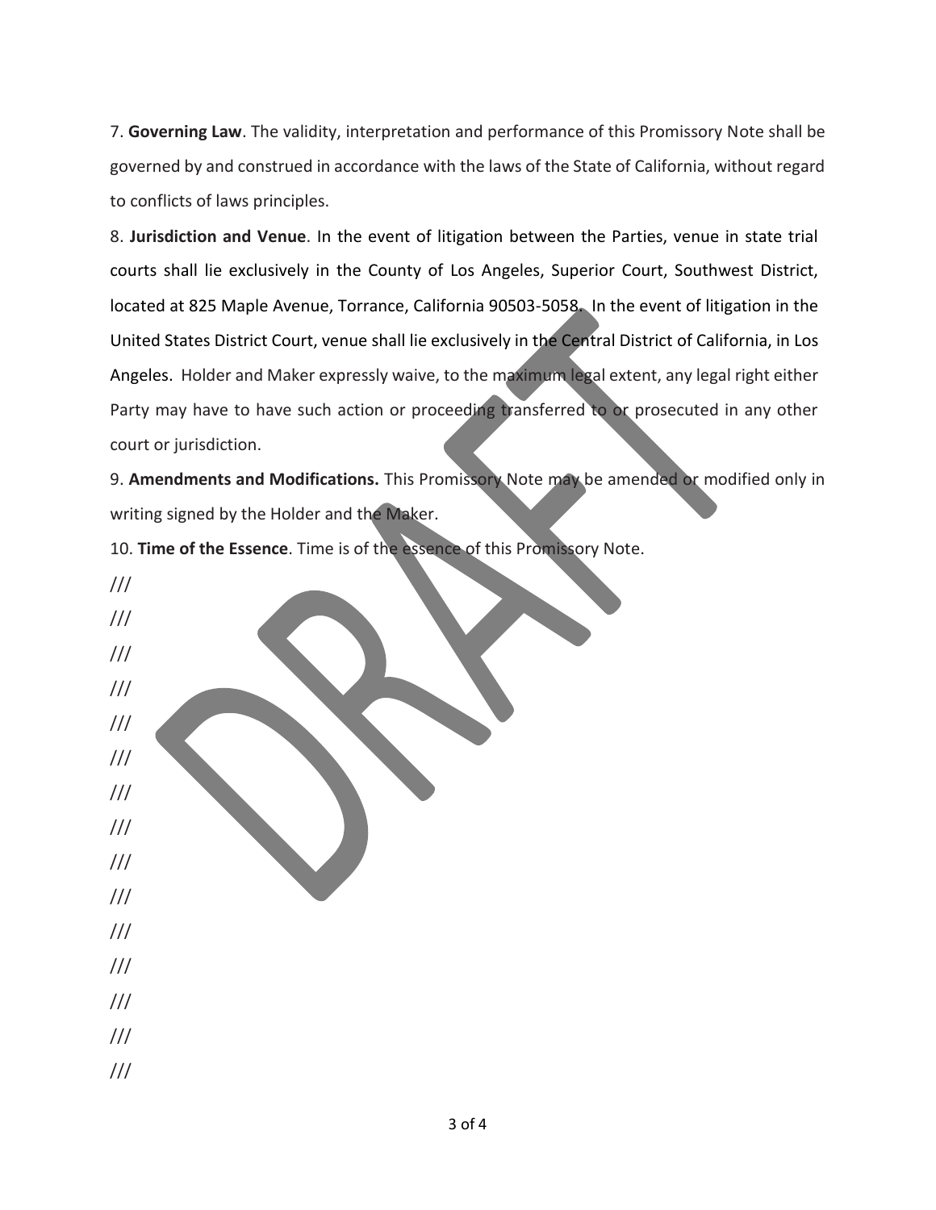7. **Governing Law**. The validity, interpretation and performance of this Promissory Note shall be governed by and construed in accordance with the laws of the State of California, without regard to conflicts of laws principles.

8. **Jurisdiction and Venue**. In the event of litigation between the Parties, venue in state trial courts shall lie exclusively in the County of Los Angeles, Superior Court, Southwest District, located at 825 Maple Avenue, Torrance, California 90503-5058. In the event of litigation in the United States District Court, venue shall lie exclusively in the Central District of California, in Los Angeles. Holder and Maker expressly waive, to the maximum legal extent, any legal right either Party may have to have such action or proceeding transferred to or prosecuted in any other court or jurisdiction.

9. **Amendments and Modifications.** This Promissory Note may be amended or modified only in writing signed by the Holder and the Maker.

10. **Time of the Essence**. Time is of the essence of this Promissory Note.

///

///

///

///

///

///

///

///

///

///

///

///

///

///

///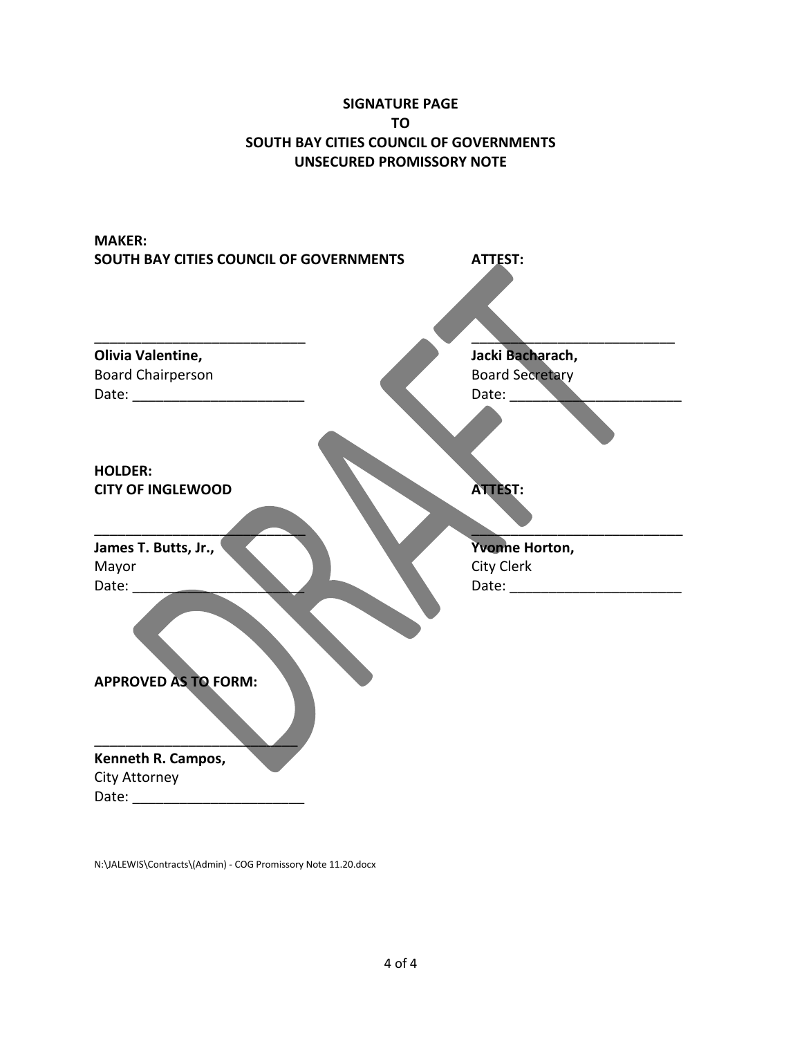**SIGNATURE PAGE**
**TO**
**SOUTH BAY CITIES COUNCIL OF GOVERNMENTS**
**UNSECURED PROMISSORY NOTE**

**MAKER:**
**SOUTH BAY CITIES COUNCIL OF GOVERNMENTS**

____________________________
**Olivia Valentine,**
Board Chairperson
Date: ______________________

**ATTEST:**

____________________________
**Jacki Bacharach,**
Board Secretary
Date: ______________________

**HOLDER:**
**CITY OF INGLEWOOD**

____________________________
**James T. Butts, Jr.,**
Mayor
Date: ______________________

**ATTEST:**

____________________________
**Yvonne Horton,**
City Clerk
Date: ______________________

**APPROVED AS TO FORM:**

____________________________
**Kenneth R. Campos,**
City Attorney
Date: ______________________

N:\JALEWIS\Contracts\(Admin) - COG Promissory Note 11.20.docx